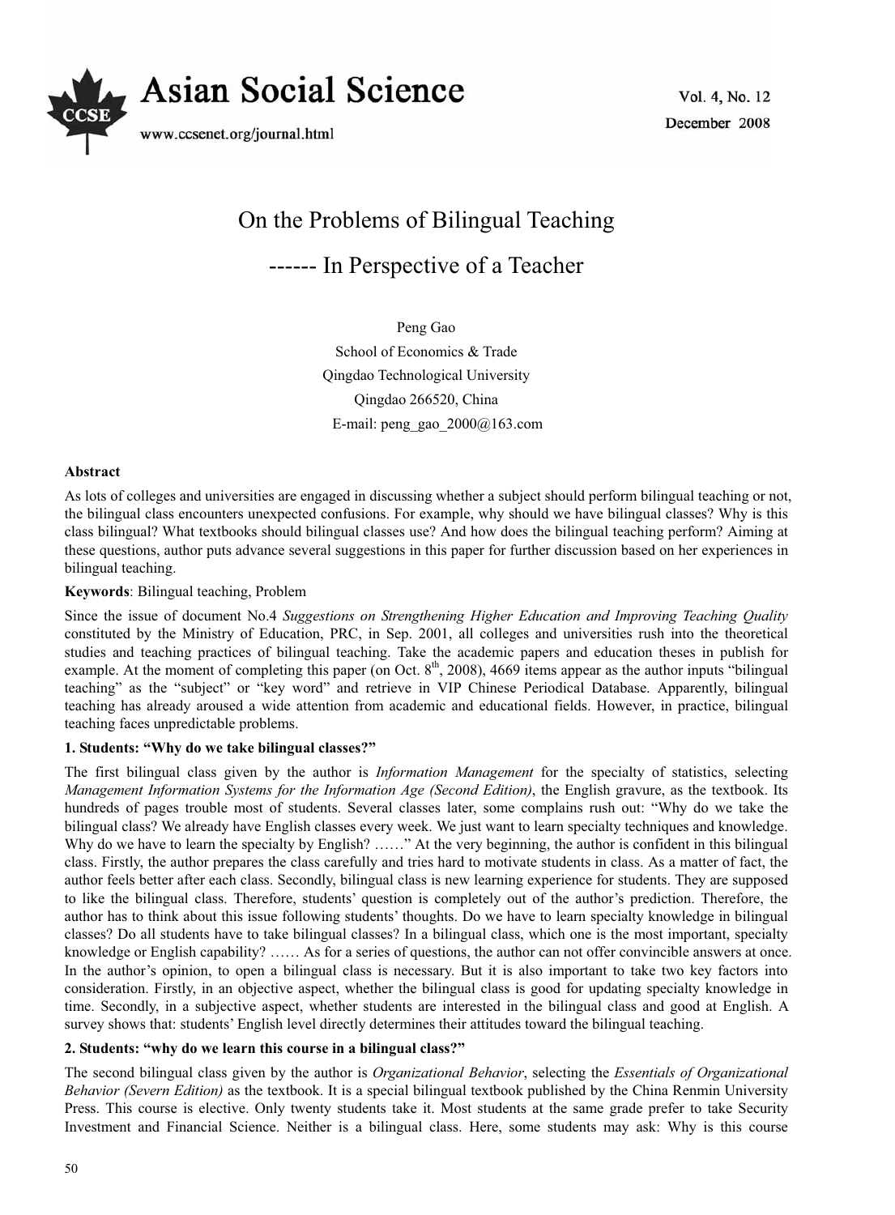# On the Problems of Bilingual Teaching

## ------ In Perspective of a Teacher

Peng Gao

School of Economics & Trade

Qingdao Technological University

Qingdao 266520, China

E-mail: peng_gao_2000@163.com

**Abstract**

As lots of colleges and universities are engaged in discussing whether a subject should perform bilingual teaching or not, the bilingual class encounters unexpected confusions. For example, why should we have bilingual classes? Why is this class bilingual? What textbooks should bilingual classes use? And how does the bilingual teaching perform? Aiming at these questions, author puts advance several suggestions in this paper for further discussion based on her experiences in bilingual teaching.

**Keywords**: Bilingual teaching, Problem

Since the issue of document No.4 *Suggestions on Strengthening Higher Education and Improving Teaching Quality* constituted by the Ministry of Education, PRC, in Sep. 2001, all colleges and universities rush into the theoretical studies and teaching practices of bilingual teaching. Take the academic papers and education theses in publish for example. At the moment of completing this paper (on Oct. 8th, 2008), 4669 items appear as the author inputs "bilingual teaching" as the "subject" or "key word" and retrieve in VIP Chinese Periodical Database. Apparently, bilingual teaching has already aroused a wide attention from academic and educational fields. However, in practice, bilingual teaching faces unpredictable problems.

**1. Students: "Why do we take bilingual classes?"**

The first bilingual class given by the author is *Information Management* for the specialty of statistics, selecting *Management Information Systems for the Information Age (Second Edition)*, the English gravure, as the textbook. Its hundreds of pages trouble most of students. Several classes later, some complains rush out: "Why do we take the bilingual class? We already have English classes every week. We just want to learn specialty techniques and knowledge. Why do we have to learn the specialty by English? ……" At the very beginning, the author is confident in this bilingual class. Firstly, the author prepares the class carefully and tries hard to motivate students in class. As a matter of fact, the author feels better after each class. Secondly, bilingual class is new learning experience for students. They are supposed to like the bilingual class. Therefore, students' question is completely out of the author's prediction. Therefore, the author has to think about this issue following students' thoughts. Do we have to learn specialty knowledge in bilingual classes? Do all students have to take bilingual classes? In a bilingual class, which one is the most important, specialty knowledge or English capability? …… As for a series of questions, the author can not offer convincible answers at once. In the author's opinion, to open a bilingual class is necessary. But it is also important to take two key factors into consideration. Firstly, in an objective aspect, whether the bilingual class is good for updating specialty knowledge in time. Secondly, in a subjective aspect, whether students are interested in the bilingual class and good at English. A survey shows that: students' English level directly determines their attitudes toward the bilingual teaching.

**2. Students: "why do we learn this course in a bilingual class?"**

The second bilingual class given by the author is *Organizational Behavior*, selecting the *Essentials of Organizational Behavior (Severn Edition)* as the textbook. It is a special bilingual textbook published by the China Renmin University Press. This course is elective. Only twenty students take it. Most students at the same grade prefer to take Security Investment and Financial Science. Neither is a bilingual class. Here, some students may ask: Why is this course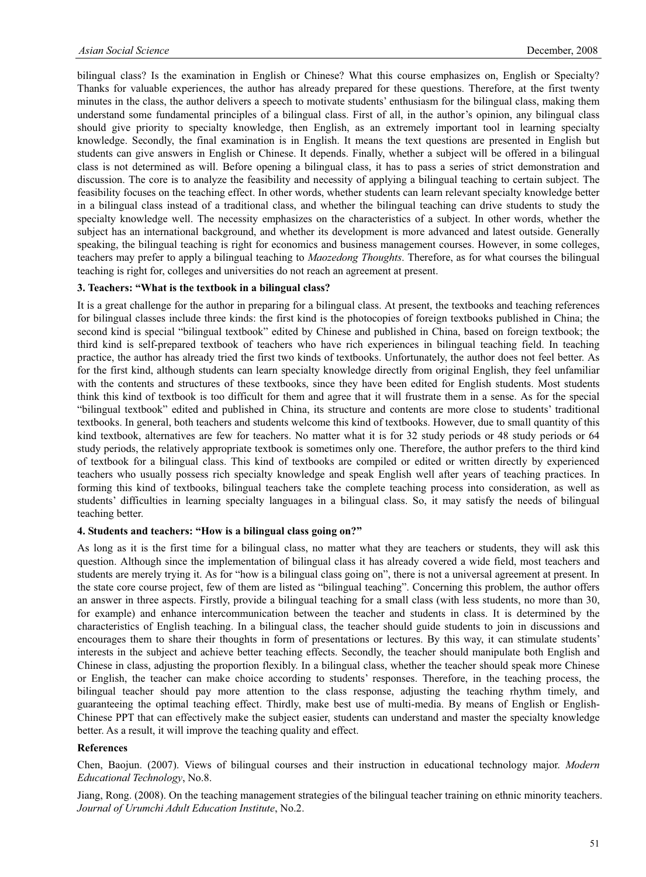bilingual class? Is the examination in English or Chinese? What this course emphasizes on, English or Specialty? Thanks for valuable experiences, the author has already prepared for these questions. Therefore, at the first twenty minutes in the class, the author delivers a speech to motivate students' enthusiasm for the bilingual class, making them understand some fundamental principles of a bilingual class. First of all, in the author's opinion, any bilingual class should give priority to specialty knowledge, then English, as an extremely important tool in learning specialty knowledge. Secondly, the final examination is in English. It means the text questions are presented in English but students can give answers in English or Chinese. It depends. Finally, whether a subject will be offered in a bilingual class is not determined as will. Before opening a bilingual class, it has to pass a series of strict demonstration and discussion. The core is to analyze the feasibility and necessity of applying a bilingual teaching to certain subject. The feasibility focuses on the teaching effect. In other words, whether students can learn relevant specialty knowledge better in a bilingual class instead of a traditional class, and whether the bilingual teaching can drive students to study the specialty knowledge well. The necessity emphasizes on the characteristics of a subject. In other words, whether the subject has an international background, and whether its development is more advanced and latest outside. Generally speaking, the bilingual teaching is right for economics and business management courses. However, in some colleges, teachers may prefer to apply a bilingual teaching to *Maozedong Thoughts*. Therefore, as for what courses the bilingual teaching is right for, colleges and universities do not reach an agreement at present.

### 3. Teachers: "What is the textbook in a bilingual class?

It is a great challenge for the author in preparing for a bilingual class. At present, the textbooks and teaching references for bilingual classes include three kinds: the first kind is the photocopies of foreign textbooks published in China; the second kind is special "bilingual textbook" edited by Chinese and published in China, based on foreign textbook; the third kind is self-prepared textbook of teachers who have rich experiences in bilingual teaching field. In teaching practice, the author has already tried the first two kinds of textbooks. Unfortunately, the author does not feel better. As for the first kind, although students can learn specialty knowledge directly from original English, they feel unfamiliar with the contents and structures of these textbooks, since they have been edited for English students. Most students think this kind of textbook is too difficult for them and agree that it will frustrate them in a sense. As for the special "bilingual textbook" edited and published in China, its structure and contents are more close to students' traditional textbooks. In general, both teachers and students welcome this kind of textbooks. However, due to small quantity of this kind textbook, alternatives are few for teachers. No matter what it is for 32 study periods or 48 study periods or 64 study periods, the relatively appropriate textbook is sometimes only one. Therefore, the author prefers to the third kind of textbook for a bilingual class. This kind of textbooks are compiled or edited or written directly by experienced teachers who usually possess rich specialty knowledge and speak English well after years of teaching practices. In forming this kind of textbooks, bilingual teachers take the complete teaching process into consideration, as well as students' difficulties in learning specialty languages in a bilingual class. So, it may satisfy the needs of bilingual teaching better.

### 4. Students and teachers: "How is a bilingual class going on?"

As long as it is the first time for a bilingual class, no matter what they are teachers or students, they will ask this question. Although since the implementation of bilingual class it has already covered a wide field, most teachers and students are merely trying it. As for "how is a bilingual class going on", there is not a universal agreement at present. In the state core course project, few of them are listed as "bilingual teaching". Concerning this problem, the author offers an answer in three aspects. Firstly, provide a bilingual teaching for a small class (with less students, no more than 30, for example) and enhance intercommunication between the teacher and students in class. It is determined by the characteristics of English teaching. In a bilingual class, the teacher should guide students to join in discussions and encourages them to share their thoughts in form of presentations or lectures. By this way, it can stimulate students' interests in the subject and achieve better teaching effects. Secondly, the teacher should manipulate both English and Chinese in class, adjusting the proportion flexibly. In a bilingual class, whether the teacher should speak more Chinese or English, the teacher can make choice according to students' responses. Therefore, in the teaching process, the bilingual teacher should pay more attention to the class response, adjusting the teaching rhythm timely, and guaranteeing the optimal teaching effect. Thirdly, make best use of multi-media. By means of English or English-Chinese PPT that can effectively make the subject easier, students can understand and master the specialty knowledge better. As a result, it will improve the teaching quality and effect.

### References

Chen, Baojun. (2007). Views of bilingual courses and their instruction in educational technology major. *Modern Educational Technology*, No.8.

Jiang, Rong. (2008). On the teaching management strategies of the bilingual teacher training on ethnic minority teachers. *Journal of Urumchi Adult Education Institute*, No.2.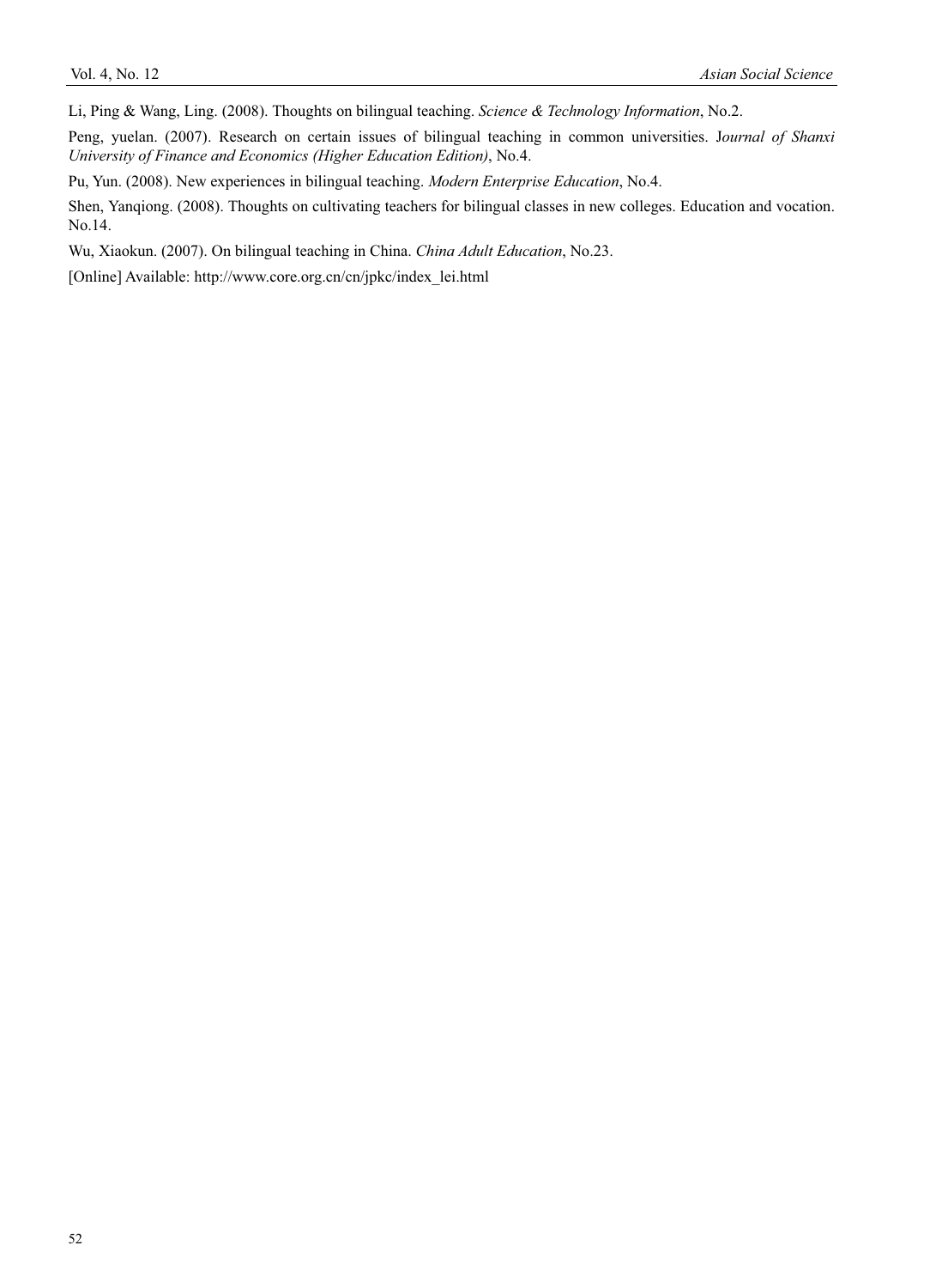Li, Ping & Wang, Ling. (2008). Thoughts on bilingual teaching. *Science & Technology Information*, No.2.

Peng, yuelan. (2007). Research on certain issues of bilingual teaching in common universities. J*ournal of Shanxi University of Finance and Economics (Higher Education Edition)*, No.4.

Pu, Yun. (2008). New experiences in bilingual teaching. *Modern Enterprise Education*, No.4.

Shen, Yanqiong. (2008). Thoughts on cultivating teachers for bilingual classes in new colleges. Education and vocation. No.14.

Wu, Xiaokun. (2007). On bilingual teaching in China. *China Adult Education*, No.23.

[Online] Available: http://www.core.org.cn/cn/jpkc/index_lei.html